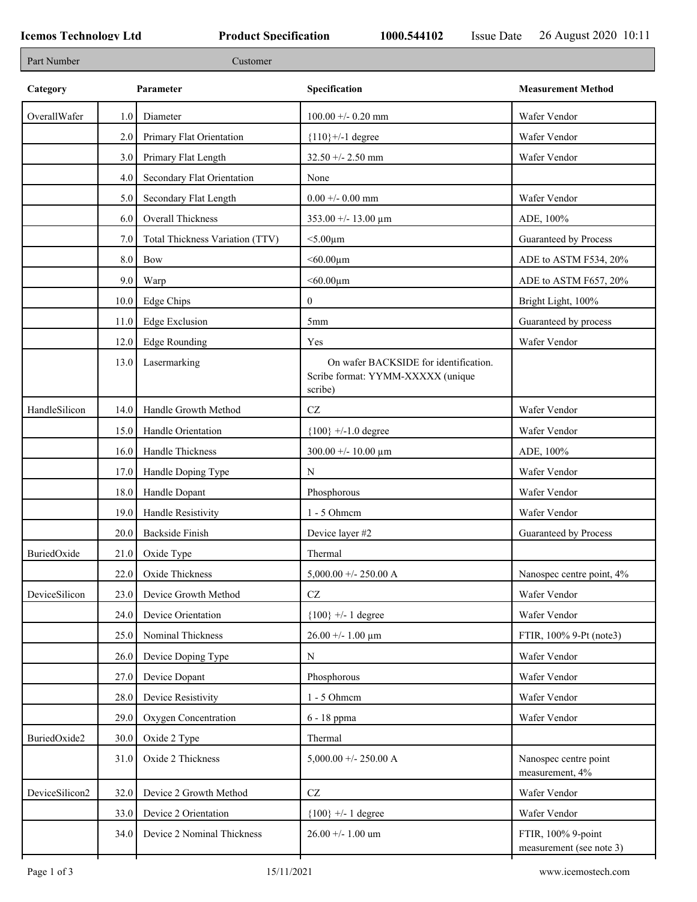**Icemos Technology Ltd** **Product Specification** **1000.544102** Issue Date 26 August 2020 10:11

| Part Number | Customer |
|---|---|

| Category | | Parameter | Specification | Measurement Method |
|---|---|---|---|---|
| OverallWafer | 1.0 | Diameter | 100.00 +/- 0.20 mm | Wafer Vendor |
| | 2.0 | Primary Flat Orientation | {110}+/-1 degree | Wafer Vendor |
| | 3.0 | Primary Flat Length | 32.50 +/- 2.50 mm | Wafer Vendor |
| | 4.0 | Secondary Flat Orientation | None | |
| | 5.0 | Secondary Flat Length | 0.00 +/- 0.00 mm | Wafer Vendor |
| | 6.0 | Overall Thickness | 353.00 +/- 13.00 µm | ADE, 100% |
| | 7.0 | Total Thickness Variation (TTV) | <5.00µm | Guaranteed by Process |
| | 8.0 | Bow | <60.00µm | ADE to ASTM F534, 20% |
| | 9.0 | Warp | <60.00µm | ADE to ASTM F657, 20% |
| | 10.0 | Edge Chips | 0 | Bright Light, 100% |
| | 11.0 | Edge Exclusion | 5mm | Guaranteed by process |
| | 12.0 | Edge Rounding | Yes | Wafer Vendor |
| | 13.0 | Lasermarking | On wafer BACKSIDE for identification. Scribe format: YYMM-XXXXX (unique scribe) | |
| HandleSilicon | 14.0 | Handle Growth Method | CZ | Wafer Vendor |
| | 15.0 | Handle Orientation | {100} +/-1.0 degree | Wafer Vendor |
| | 16.0 | Handle Thickness | 300.00 +/- 10.00 µm | ADE, 100% |
| | 17.0 | Handle Doping Type | N | Wafer Vendor |
| | 18.0 | Handle Dopant | Phosphorous | Wafer Vendor |
| | 19.0 | Handle Resistivity | 1 - 5 Ohmcm | Wafer Vendor |
| | 20.0 | Backside Finish | Device layer #2 | Guaranteed by Process |
| BuriedOxide | 21.0 | Oxide Type | Thermal | |
| | 22.0 | Oxide Thickness | 5,000.00 +/- 250.00 A | Nanospec centre point, 4% |
| DeviceSilicon | 23.0 | Device Growth Method | CZ | Wafer Vendor |
| | 24.0 | Device Orientation | {100} +/- 1 degree | Wafer Vendor |
| | 25.0 | Nominal Thickness | 26.00 +/- 1.00 µm | FTIR, 100% 9-Pt (note3) |
| | 26.0 | Device Doping Type | N | Wafer Vendor |
| | 27.0 | Device Dopant | Phosphorous | Wafer Vendor |
| | 28.0 | Device Resistivity | 1 - 5 Ohmcm | Wafer Vendor |
| | 29.0 | Oxygen Concentration | 6 - 18 ppma | Wafer Vendor |
| BuriedOxide2 | 30.0 | Oxide 2 Type | Thermal | |
| | 31.0 | Oxide 2 Thickness | 5,000.00 +/- 250.00 A | Nanospec centre point measurement, 4% |
| DeviceSilicon2 | 32.0 | Device 2 Growth Method | CZ | Wafer Vendor |
| | 33.0 | Device 2 Orientation | {100} +/- 1 degree | Wafer Vendor |
| | 34.0 | Device 2 Nominal Thickness | 26.00 +/- 1.00 um | FTIR, 100% 9-point measurement (see note 3) |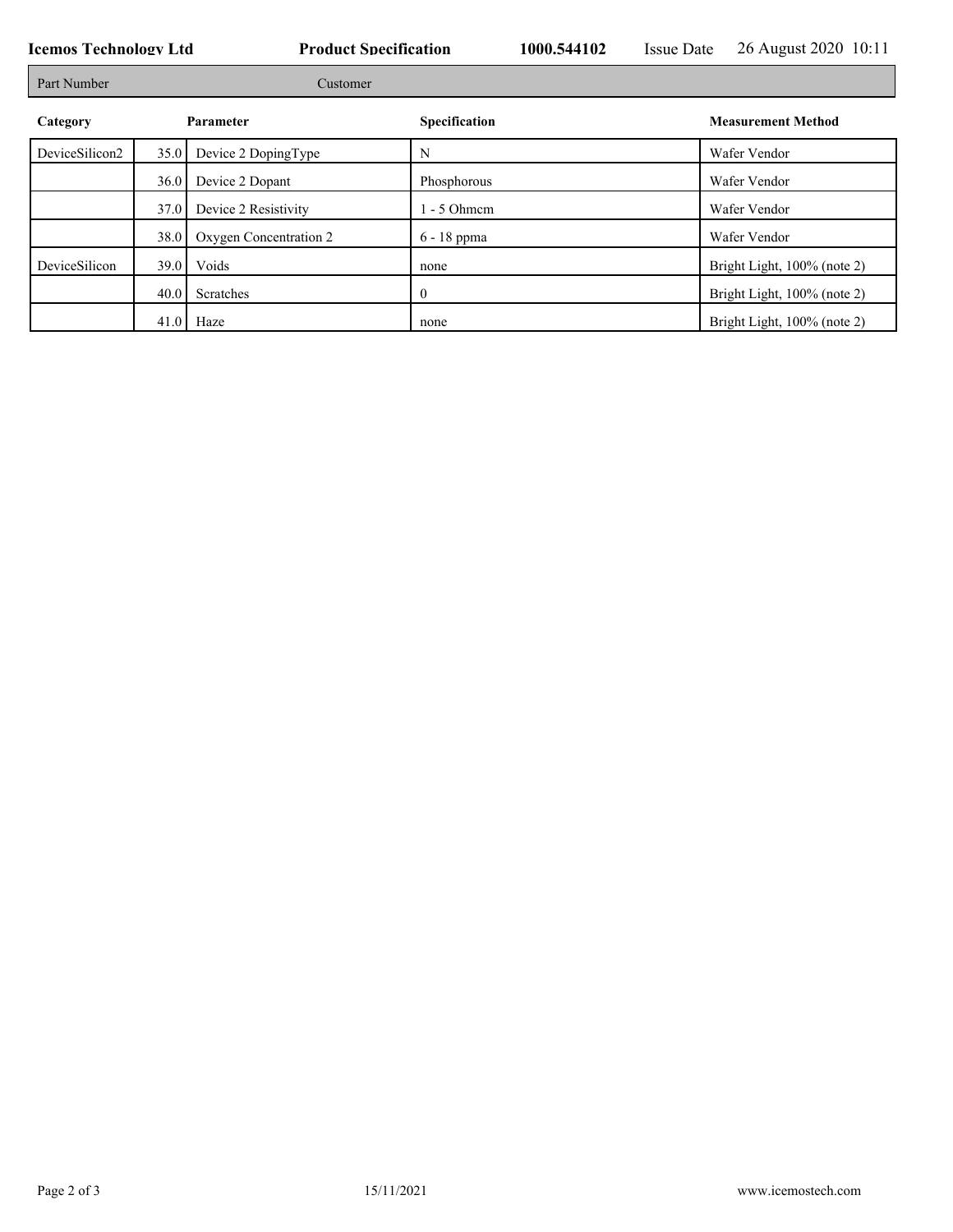| Part Number | | Customer | |
|---|---|---|---|

| Category | | Parameter | Specification | Measurement Method |
|---|---|---|---|---|
| DeviceSilicon2 | 35.0 | Device 2 DopingType | N | Wafer Vendor |
| | 36.0 | Device 2 Dopant | Phosphorous | Wafer Vendor |
| | 37.0 | Device 2 Resistivity | 1 - 5 Ohmcm | Wafer Vendor |
| | 38.0 | Oxygen Concentration 2 | 6 - 18 ppma | Wafer Vendor |
| DeviceSilicon | 39.0 | Voids | none | Bright Light, 100% (note 2) |
| | 40.0 | Scratches | 0 | Bright Light, 100% (note 2) |
| | 41.0 | Haze | none | Bright Light, 100% (note 2) |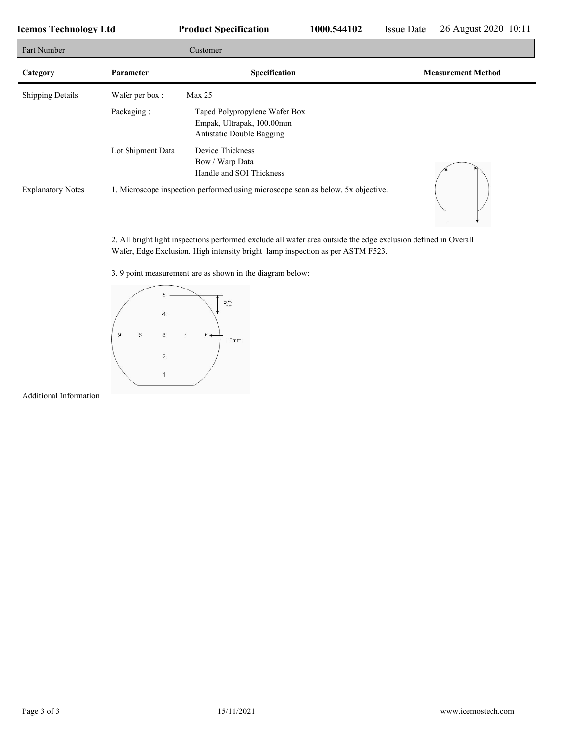| Part Number | | Customer | |
|---|---|---|---|
| **Category** | **Parameter** | **Specification** | **Measurement Method** |
| Shipping Details | Wafer per box : | Max 25 | |
| | Packaging : | Taped Polypropylene Wafer Box<br>Empak, Ultrapak, 100.00mm<br>Antistatic Double Bagging | |
| | Lot Shipment Data | Device Thickness<br>Bow / Warp Data<br>Handle and SOI Thickness | |
| Explanatory Notes | 1. Microscope inspection performed using microscope scan as below. 5x objective. | | |

2. All bright light inspections performed exclude all wafer area outside the edge exclusion defined in Overall Wafer, Edge Exclusion. High intensity bright lamp inspection as per ASTM F523.

3. 9 point measurement are as shown in the diagram below:

5
R/2
4
9 8 3 7 6
10mm
2
1

Additional Information